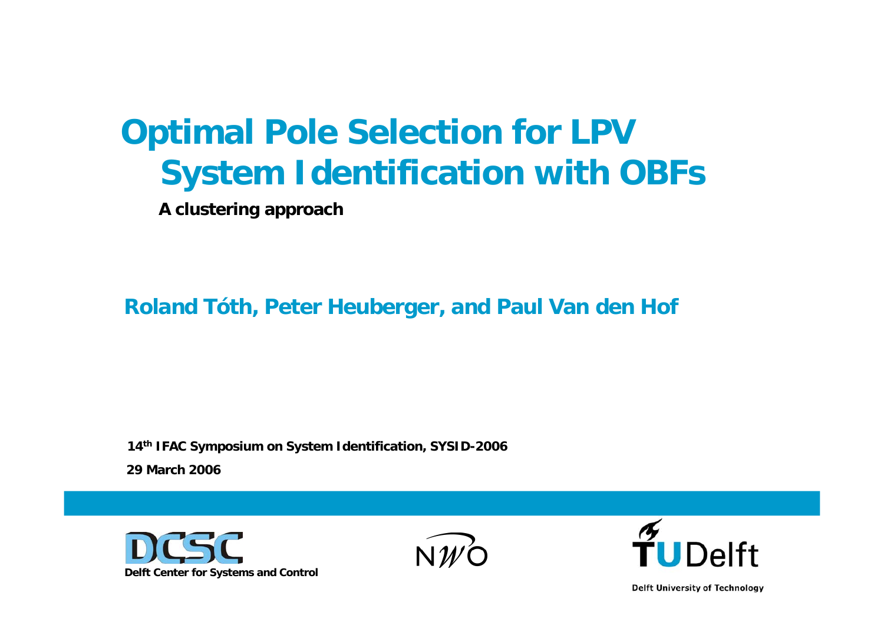# Optimal Pole Selection for LPV System Identification with OBFs

**A clustering approach**

**Roland Tóth, Peter Heuberger, and Paul Van den Hof**

**14th IFAC Symposium on System Identification, SYSID-2006**

**29 March 2006**

Delft Center for Systems and Control

Delft University of Technology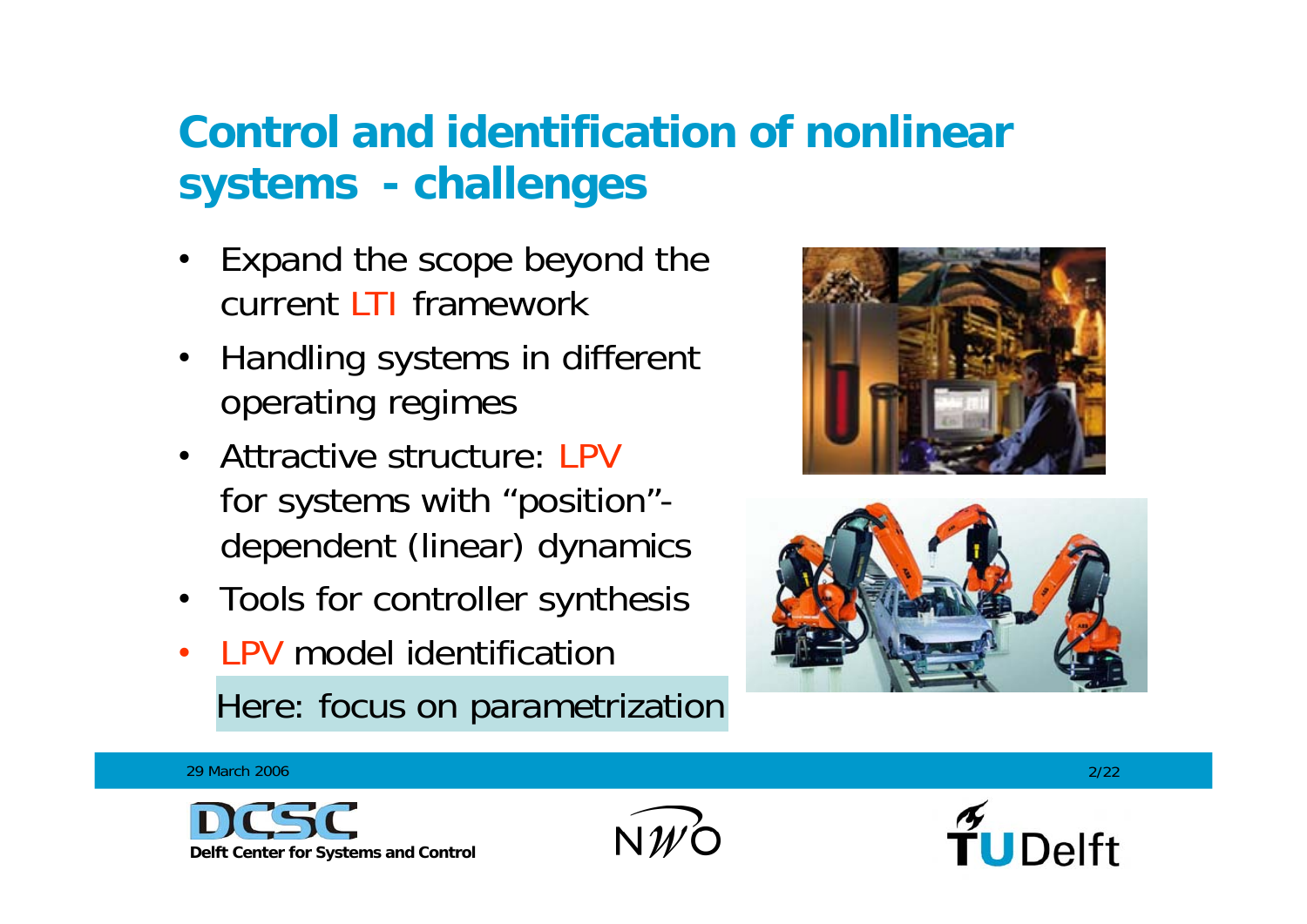# Control and identification of nonlinear systems - challenges

- Expand the scope beyond the current LTI framework
- Handling systems in different operating regimes
- Attractive structure: LPV for systems with "position"-dependent (linear) dynamics
- Tools for controller synthesis
- LPV model identification

Here: focus on parametrization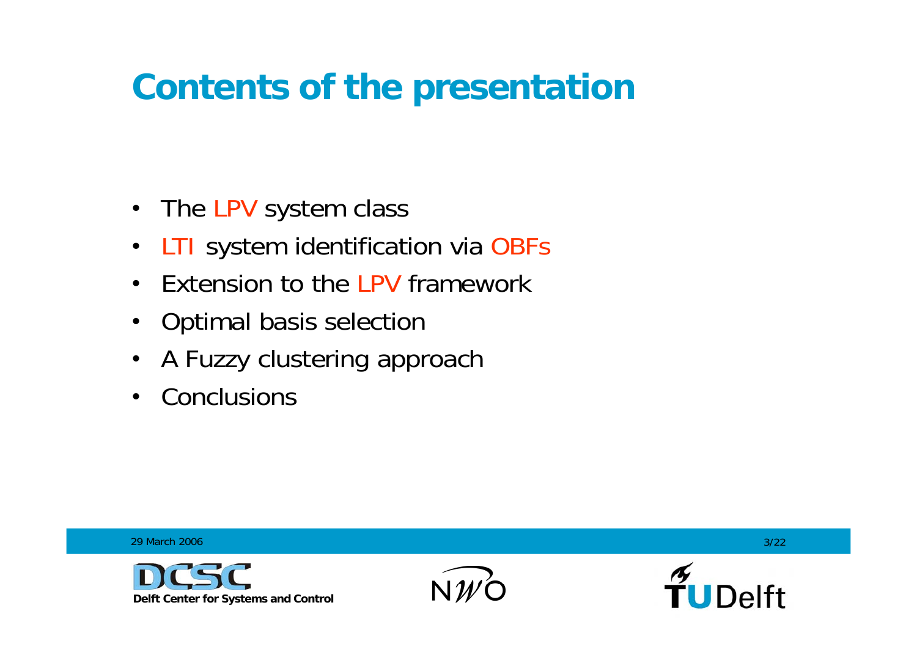# Contents of the presentation

- The LPV system class
- LTI system identification via OBFs
- Extension to the LPV framework
- Optimal basis selection
- A Fuzzy clustering approach
- Conclusions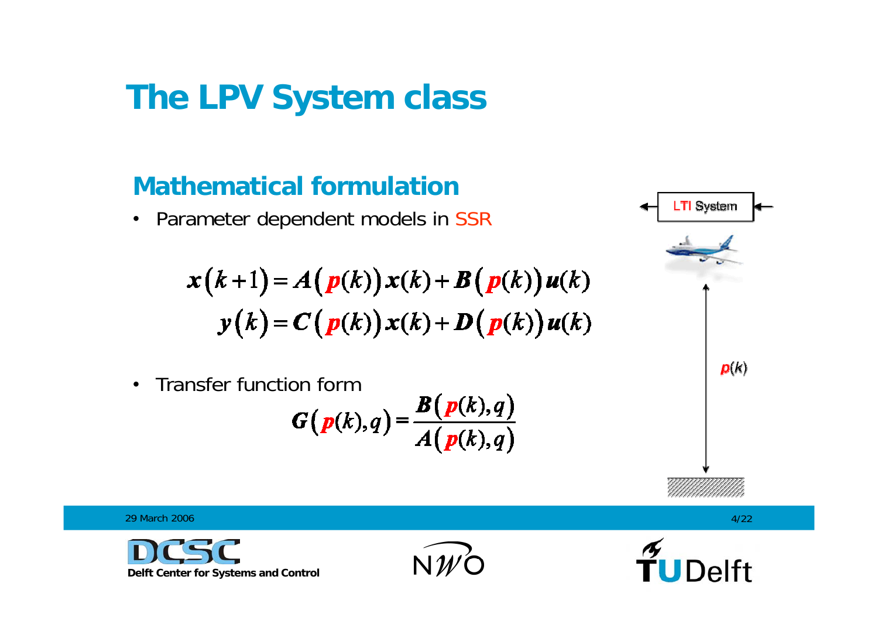# The LPV System class

## Mathematical formulation

- Parameter dependent models in SSR

$$x(k+1) = A(p(k))x(k) + B(p(k))u(k)$$
$$y(k) = C(p(k))x(k) + D(p(k))u(k)$$

- Transfer function form

$$G(p(k),q) = \frac{B(p(k),q)}{A(p(k),q)}$$

LTI System

$p(k)$

29 March 2006

Delft Center for Systems and Control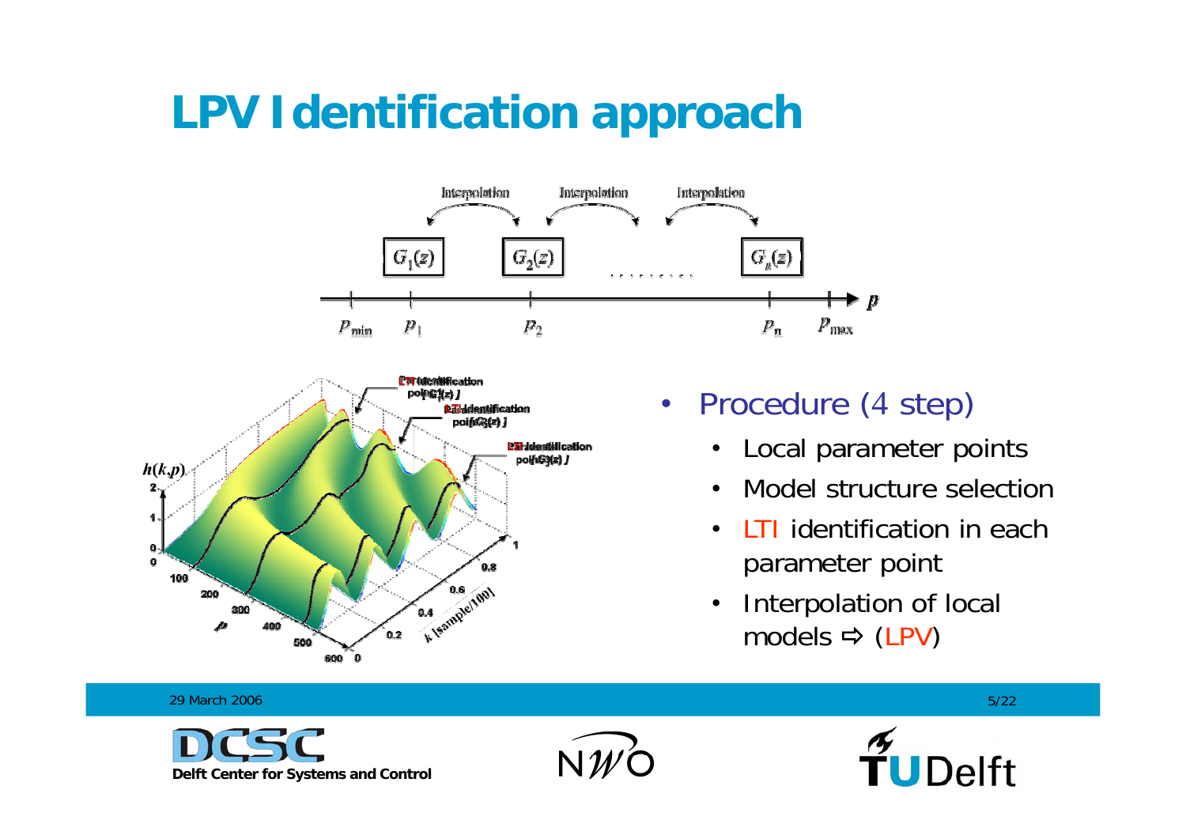# LPV Identification approach

- Procedure (4 step)
  - Local parameter points
  - Model structure selection
  - LTI identification in each parameter point
  - Interpolation of local models ⇨ (LPV)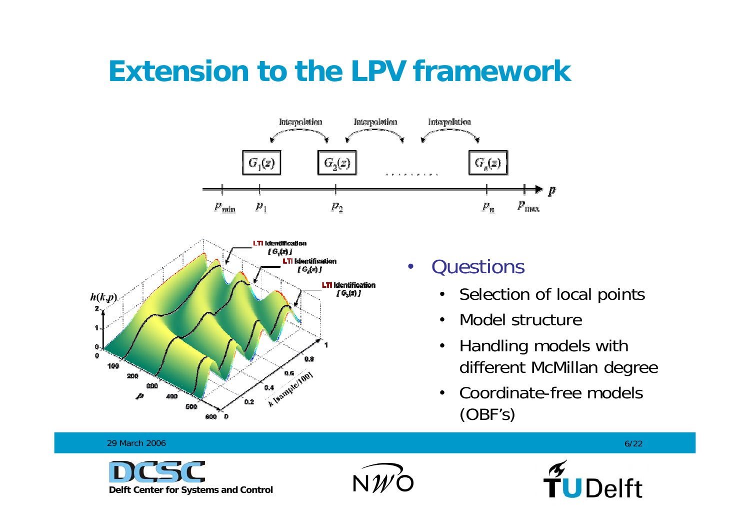# Extension to the LPV framework

- Questions
  - Selection of local points
  - Model structure
  - Handling models with different McMillan degree
  - Coordinate-free models (OBF's)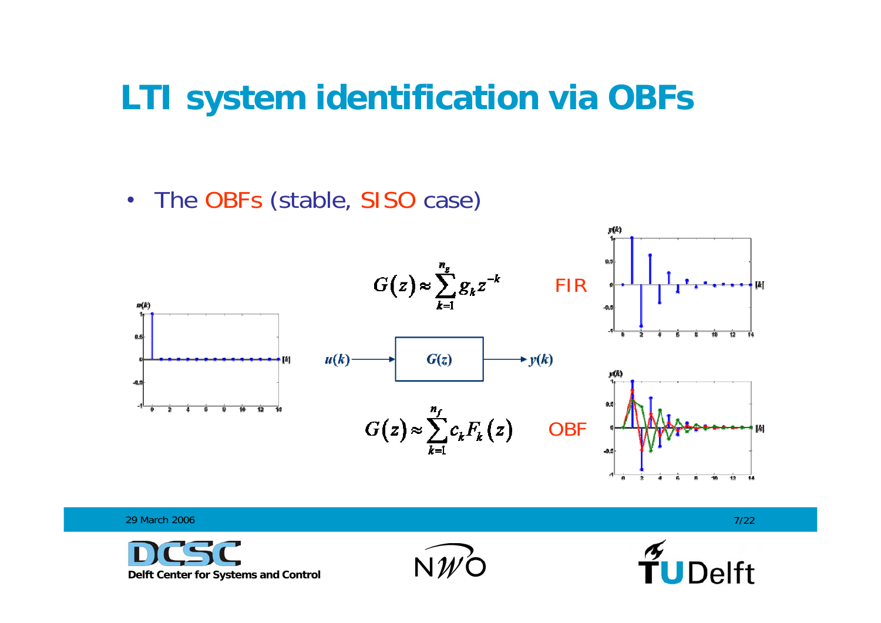# LTI system identification via OBFs

- The OBFs (stable, SISO case)

$$G(z) \approx \sum_{k=1}^{n_g} g_k z^{-k} \qquad \text{FIR}$$

$u(k) \rightarrow G(z) \rightarrow y(k)$

$$G(z) \approx \sum_{k=1}^{n_f} c_k F_k(z) \qquad \text{OBF}$$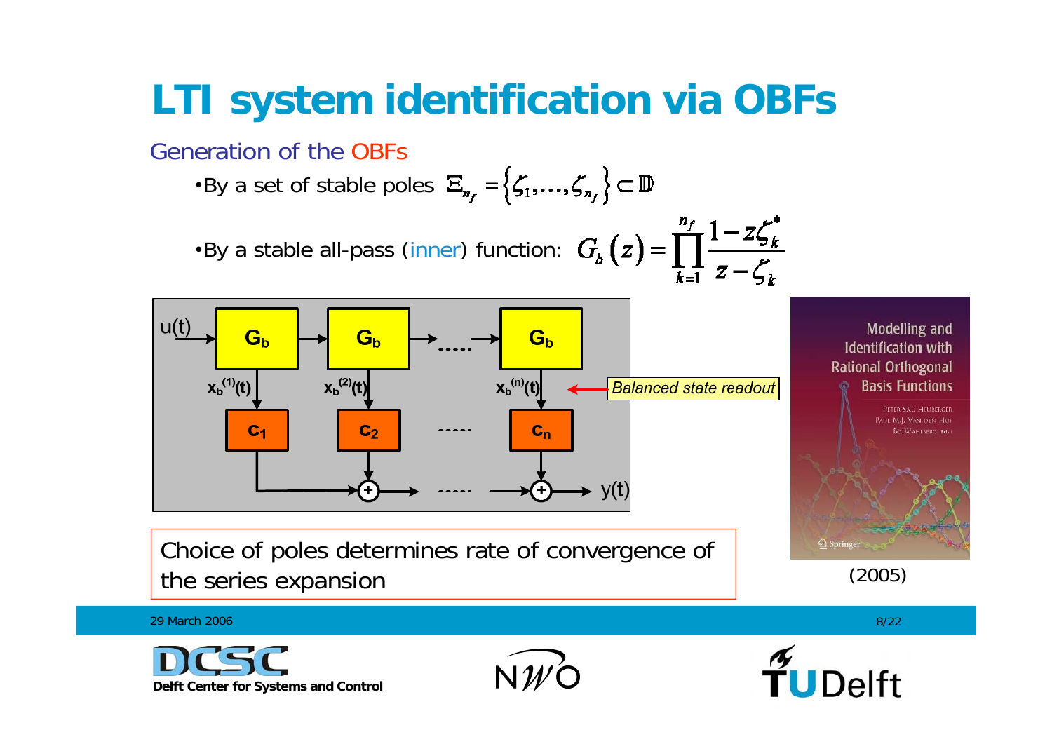# LTI system identification via OBFs

## Generation of the OBFs

- By a set of stable poles $\Xi_{n_f} = \{\zeta_1, \ldots, \zeta_{n_f}\} \subset \mathbb{D}$
- By a stable all-pass (inner) function: $G_b(z) = \prod_{k=1}^{n_f} \frac{1 - z\zeta_k^*}{z - \zeta_k}$

u(t) → $G_b$ → $G_b$ → ..... → $G_b$

$x_b^{(1)}(t)$, $x_b^{(2)}(t)$, $x_b^{(n)}(t)$ → $c_1$, $c_2$, ..... $c_n$ → + → y(t)

*Balanced state readout*

Choice of poles determines rate of convergence of the series expansion

Modelling and Identification with Rational Orthogonal Basis Functions
Peter S.C. Heuberger, Paul M.J. Van den Hof, Bo Wahlberg (Eds.)
Springer

(2005)

29 March 2006

Delft Center for Systems and Control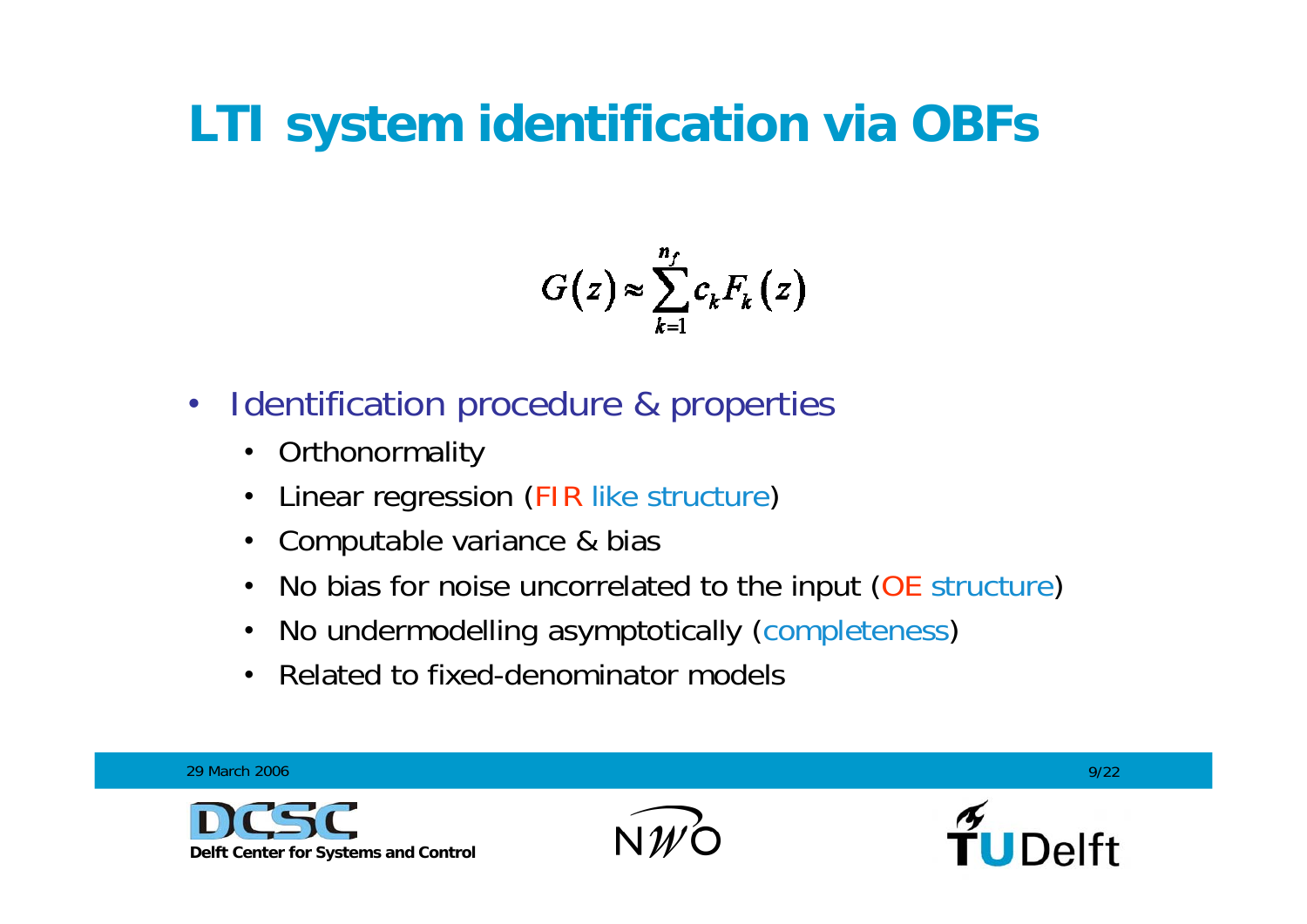# LTI system identification via OBFs

$$G(z) \approx \sum_{k=1}^{n_f} c_k F_k(z)$$

- Identification procedure & properties
  - Orthonormality
  - Linear regression (FIR like structure)
  - Computable variance & bias
  - No bias for noise uncorrelated to the input (OE structure)
  - No undermodelling asymptotically (completeness)
  - Related to fixed-denominator models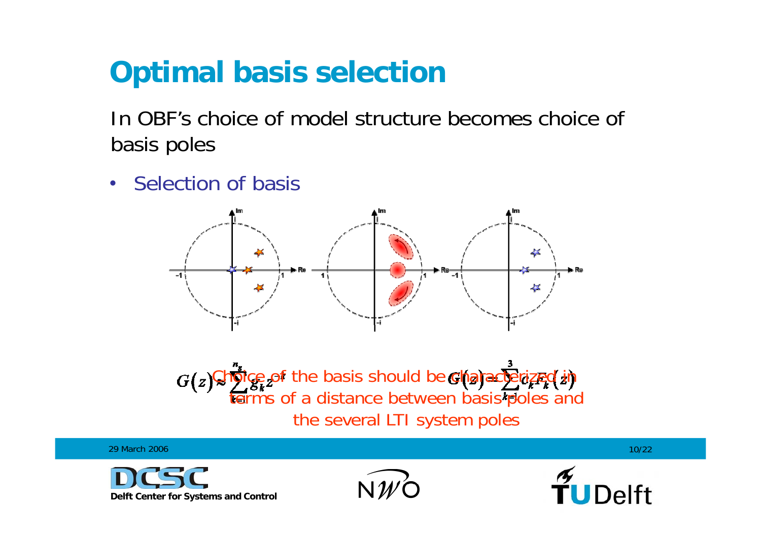# Optimal basis selection

In OBF's choice of model structure becomes choice of basis poles

- Selection of basis

$$G(z) \approx \sum_{k=1}^{n_g} g_k z^{-k} \qquad G(z) = \sum_{k=1}^{3} c_k F_k(z)$$

Choice of the basis should be characterized in terms of a distance between basis poles and the several LTI system poles

29 March 2006

Delft Center for Systems and Control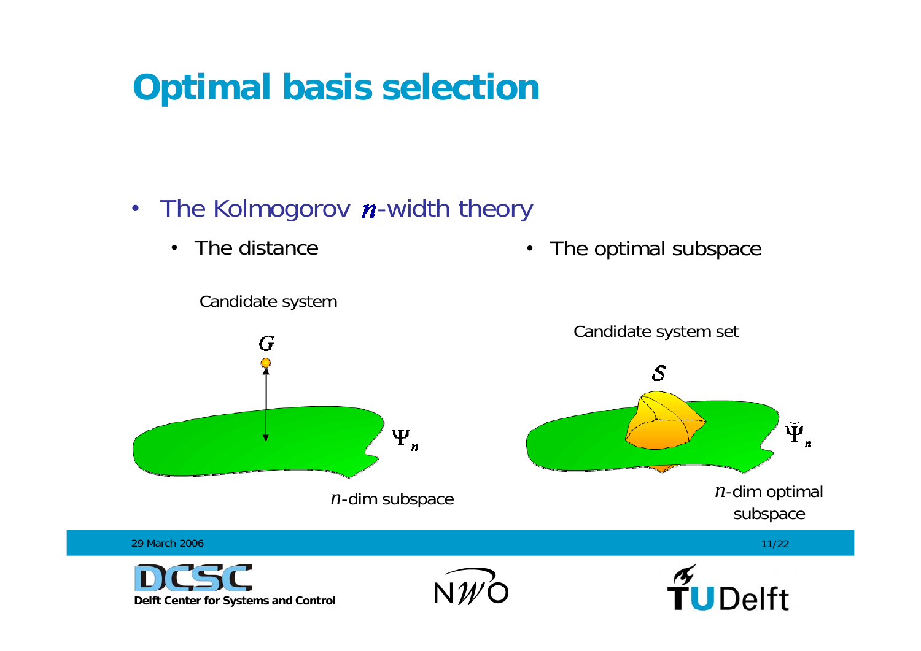# Optimal basis selection

- The Kolmogorov $n$-width theory
  - The distance
  - The optimal subspace

Candidate system

$G$

$\Psi_n$

$n$-dim subspace

Candidate system set

$\mathcal{S}$

$\breve{\Psi}_n$

$n$-dim optimal subspace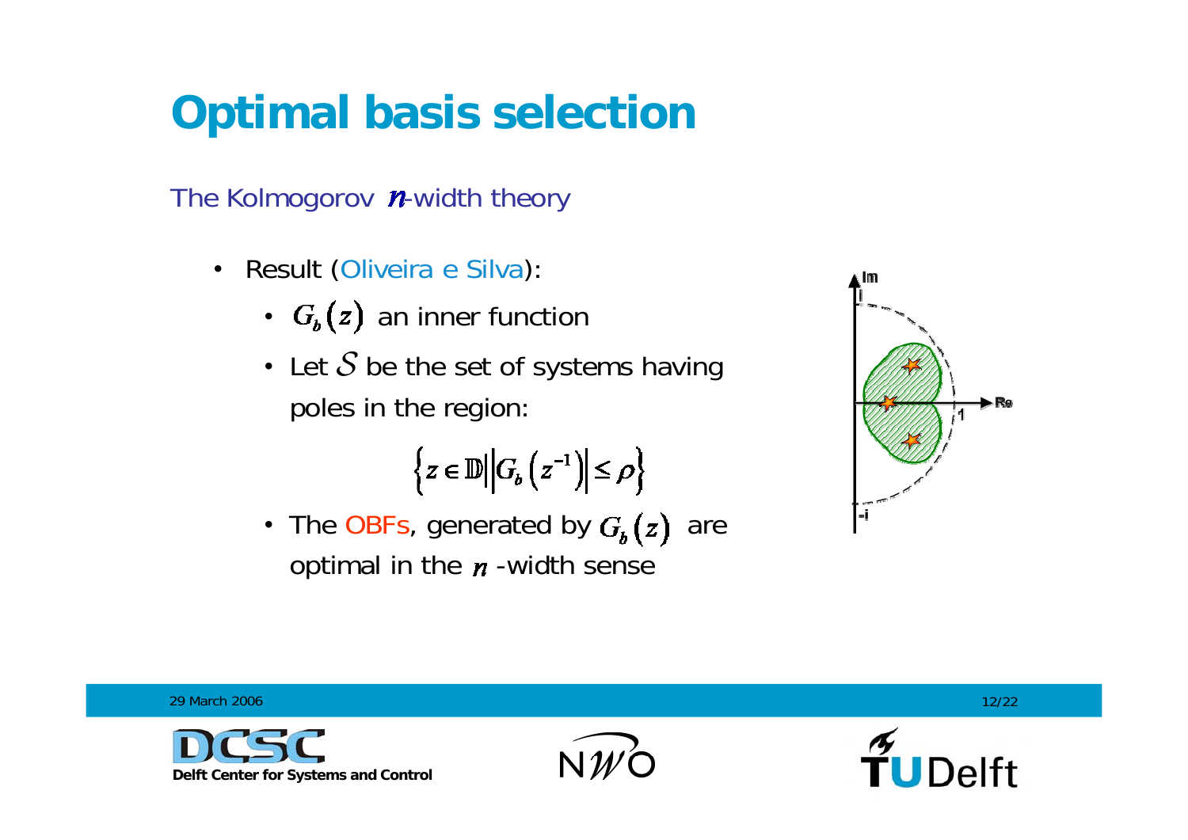# Optimal basis selection

The Kolmogorov $n$-width theory

- Result (Oliveira e Silva):
  - $G_b(z)$ an inner function
  - Let $\mathcal{S}$ be the set of systems having poles in the region:

$$\left\{ z \in \mathbb{D} \middle| \left| G_b\left(z^{-1}\right) \right| \leq \rho \right\}$$

  - The OBFs, generated by $G_b(z)$ are optimal in the $n$-width sense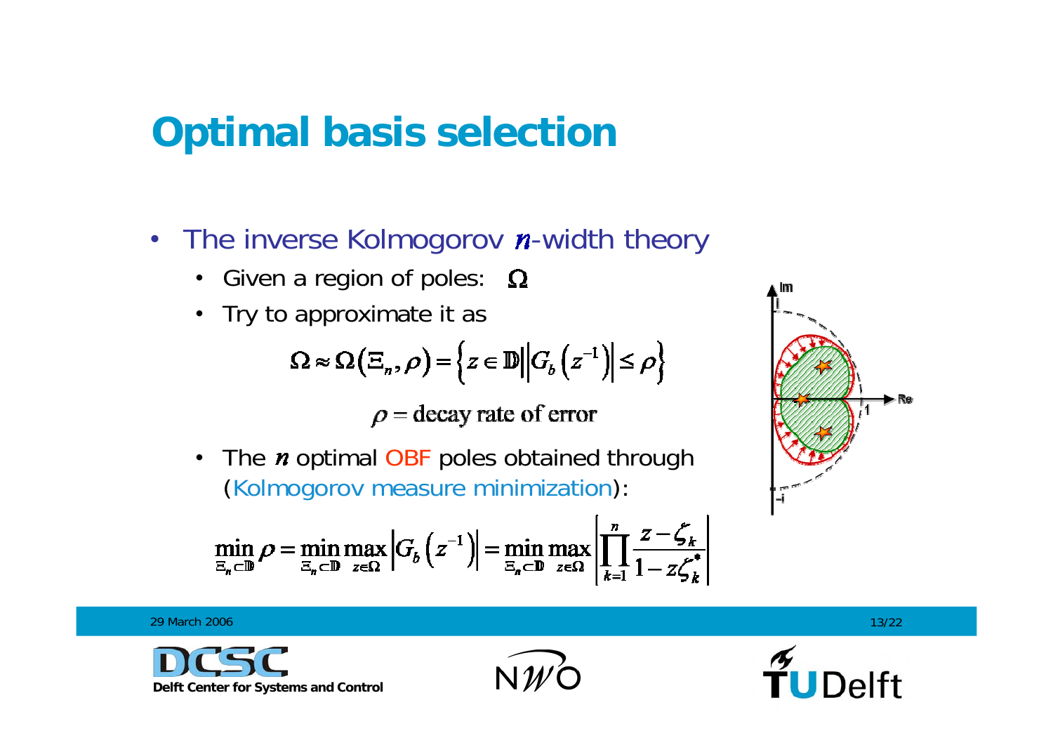# Optimal basis selection

- The inverse Kolmogorov $n$-width theory
  - Given a region of poles: $\Omega$
  - Try to approximate it as

$$\Omega \approx \Omega(\Xi_n, \rho) = \left\{ z \in \mathbb{D} \middle| \left| G_b\left(z^{-1}\right) \right| \le \rho \right\}$$

$$\rho = \text{decay rate of error}$$

  - The $n$ optimal OBF poles obtained through (Kolmogorov measure minimization):

$$\min_{\Xi_n \subset \mathbb{D}} \rho = \min_{\Xi_n \subset \mathbb{D}} \max_{z \in \Omega} \left| G_b\left(z^{-1}\right) \right| = \min_{\Xi_n \subset \mathbb{D}} \max_{z \in \Omega} \left| \prod_{k=1}^{n} \frac{z - \zeta_k}{1 - z\zeta_k^*} \right|$$

29 March 2006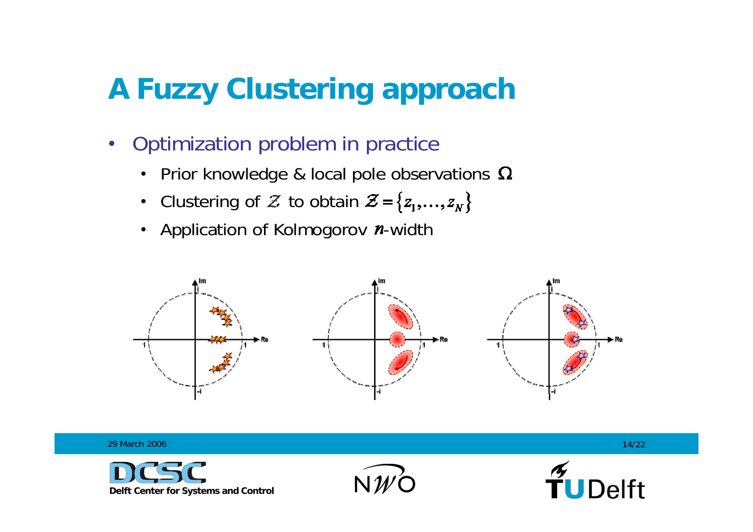# A Fuzzy Clustering approach

- Optimization problem in practice
  - Prior knowledge & local pole observations $\Omega$
  - Clustering of $\mathcal{Z}$ to obtain $\mathcal{Z} = \{z_1, \ldots, z_N\}$
  - Application of Kolmogorov $n$-width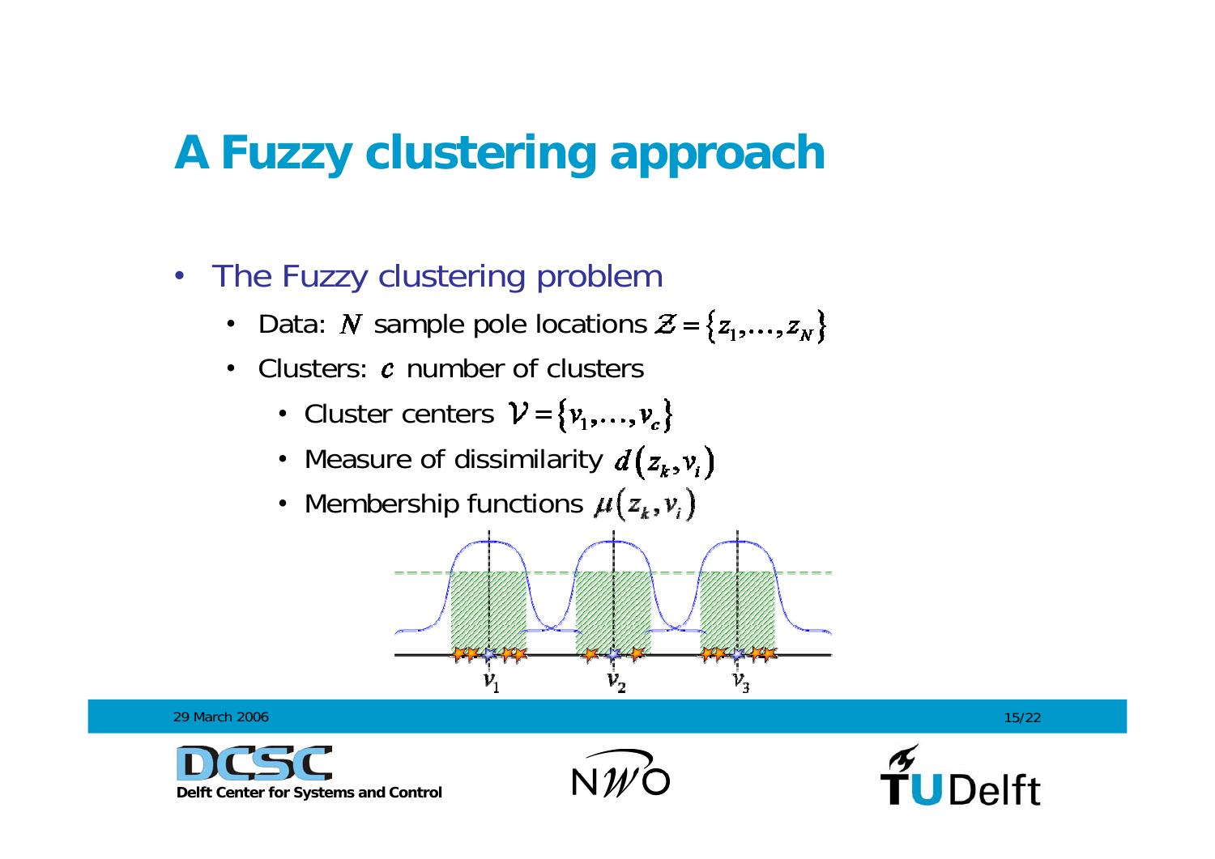# A Fuzzy clustering approach

- The Fuzzy clustering problem
  - Data: $N$ sample pole locations $\mathcal{Z} = \{z_1, \ldots, z_N\}$
  - Clusters: $c$ number of clusters
    - Cluster centers $\mathcal{V} = \{v_1, \ldots, v_c\}$
    - Measure of dissimilarity $d(z_k, v_i)$
    - Membership functions $\mu(z_k, v_i)$

$v_1$ $v_2$ $v_3$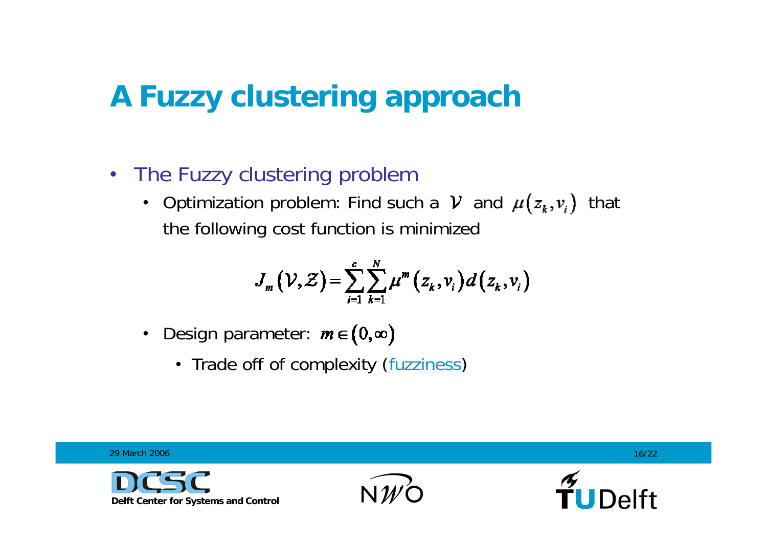# A Fuzzy clustering approach

- The Fuzzy clustering problem
  - Optimization problem: Find such a $\mathcal{V}$ and $\mu(z_k, v_i)$ that the following cost function is minimized

$$J_m(\mathcal{V}, \mathcal{Z}) = \sum_{i=1}^{c} \sum_{k=1}^{N} \mu^m(z_k, v_i) d(z_k, v_i)$$

  - Design parameter: $m \in (0, \infty)$
    - Trade off of complexity (fuzziness)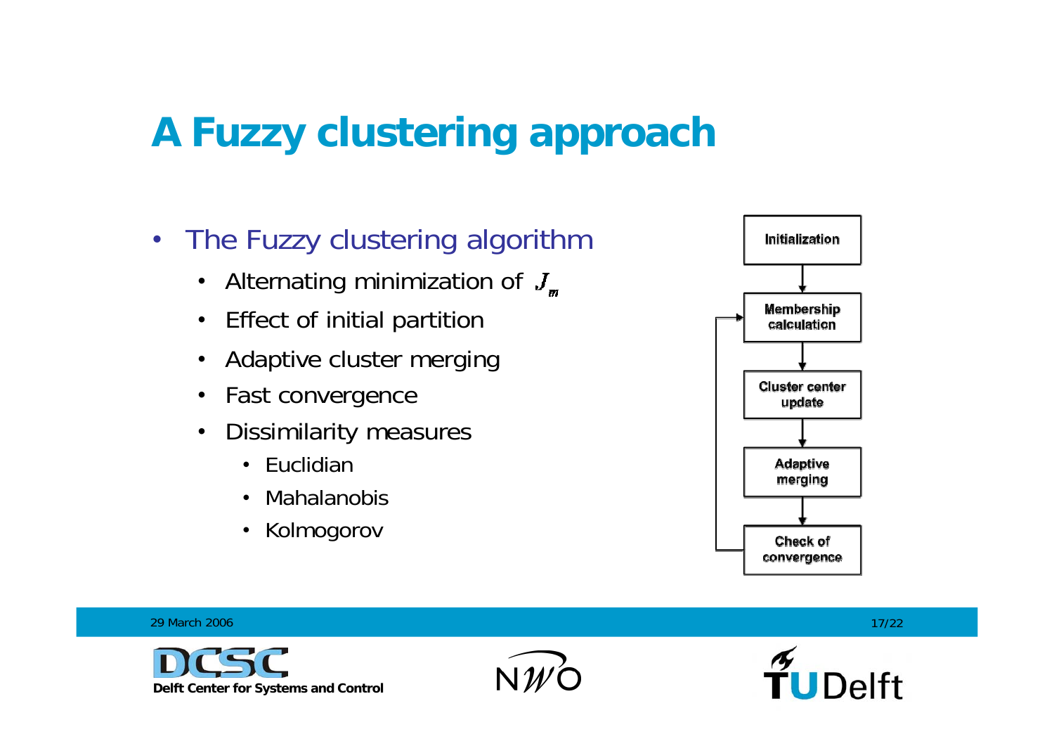# A Fuzzy clustering approach

- The Fuzzy clustering algorithm
  - Alternating minimization of $J_m$
  - Effect of initial partition
  - Adaptive cluster merging
  - Fast convergence
  - Dissimilarity measures
    - Euclidian
    - Mahalanobis
    - Kolmogorov

Initialization → Membership calculation → Cluster center update → Adaptive merging → Check of convergence → (back to Membership calculation)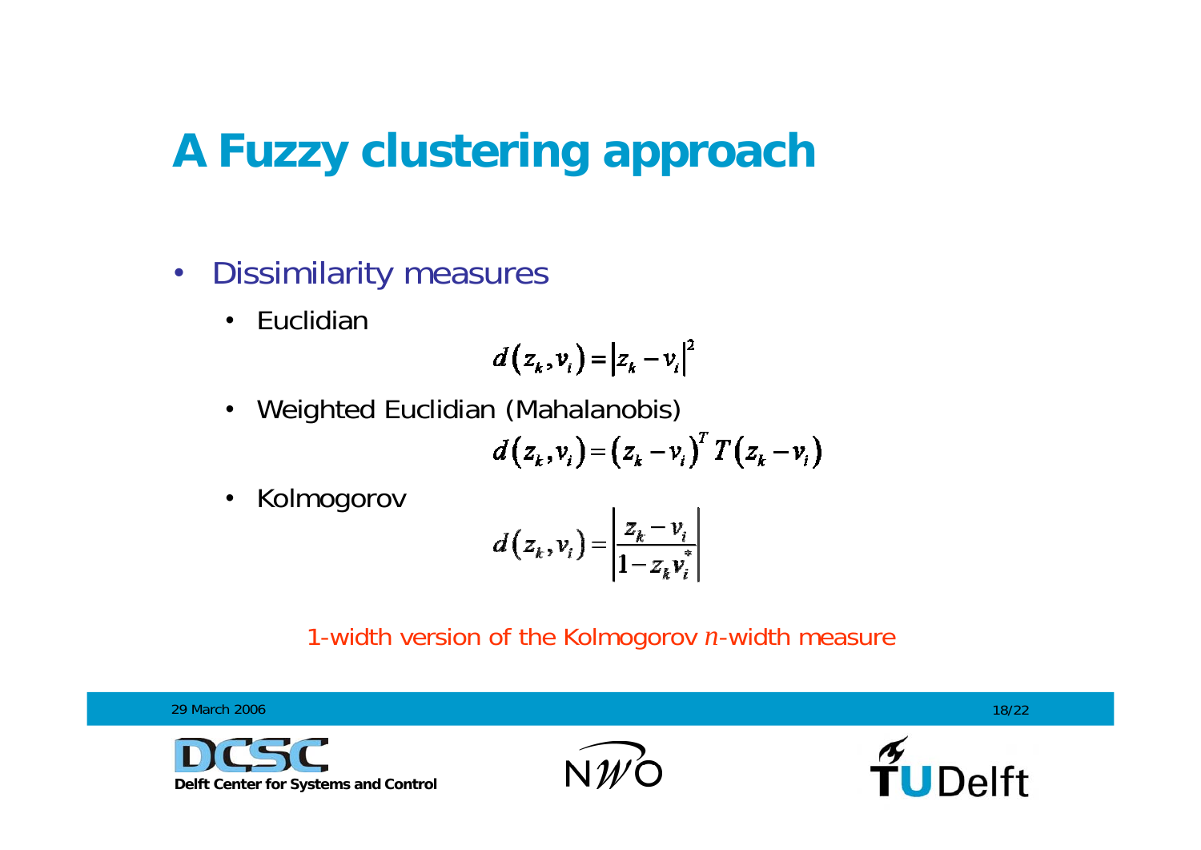# A Fuzzy clustering approach

- Dissimilarity measures
  - Euclidian

$$d(z_k, v_i) = \left|z_k - v_i\right|^2$$

  - Weighted Euclidian (Mahalanobis)

$$d(z_k, v_i) = (z_k - v_i)^T T (z_k - v_i)$$

  - Kolmogorov

$$d(z_k, v_i) = \left|\frac{z_k - v_i}{1 - z_k v_i^*}\right|$$

1-width version of the Kolmogorov *n*-width measure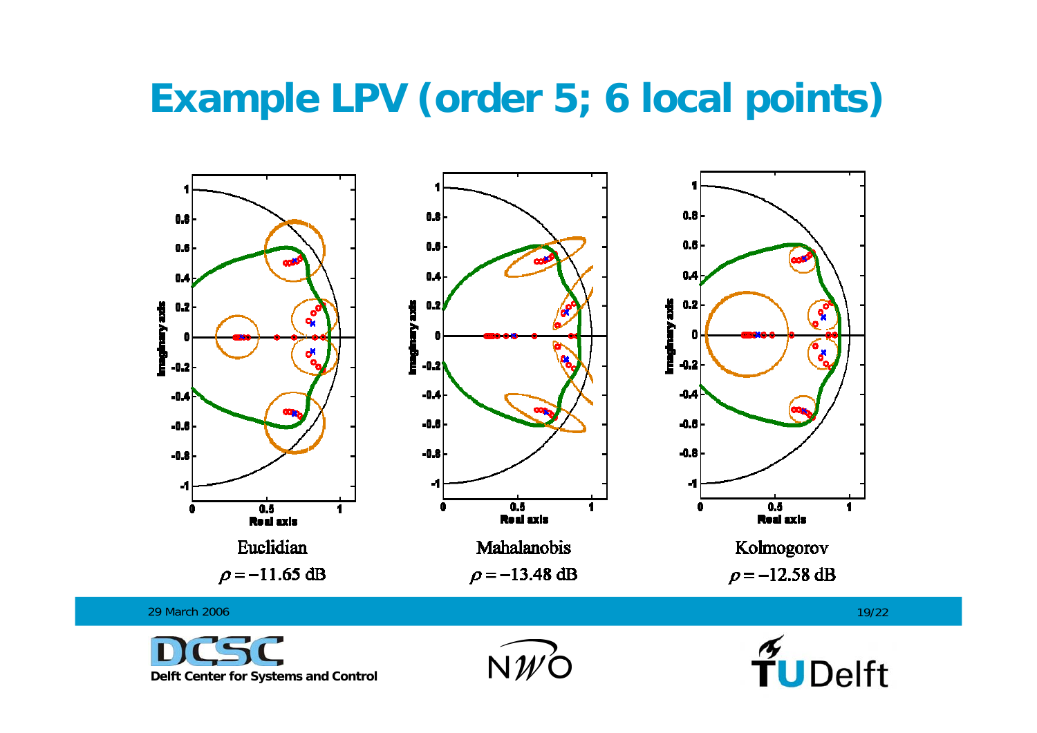# Example LPV (order 5; 6 local points)

Euclidian

$\rho = -11.65$ dB

Mahalanobis

$\rho = -13.48$ dB

Kolmogorov

$\rho = -12.58$ dB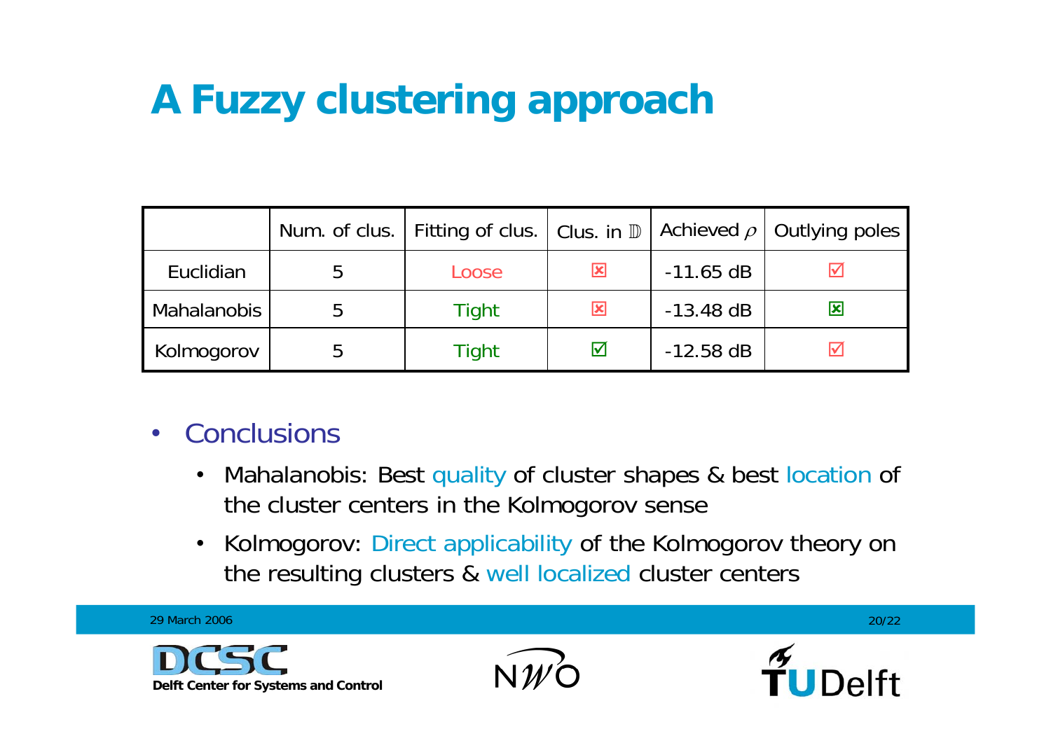# A Fuzzy clustering approach

| | Num. of clus. | Fitting of clus. | Clus. in $\mathbb{D}$ | Achieved $\rho$ | Outlying poles |
|---|---|---|---|---|---|
| Euclidian | 5 | Loose | ☒ | -11.65 dB | ☑ |
| Mahalanobis | 5 | Tight | ☒ | -13.48 dB | ☒ |
| Kolmogorov | 5 | Tight | ☑ | -12.58 dB | ☑ |

- Conclusions
  - Mahalanobis: Best quality of cluster shapes & best location of the cluster centers in the Kolmogorov sense
  - Kolmogorov: Direct applicability of the Kolmogorov theory on the resulting clusters & well localized cluster centers

29 March 2006

Delft Center for Systems and Control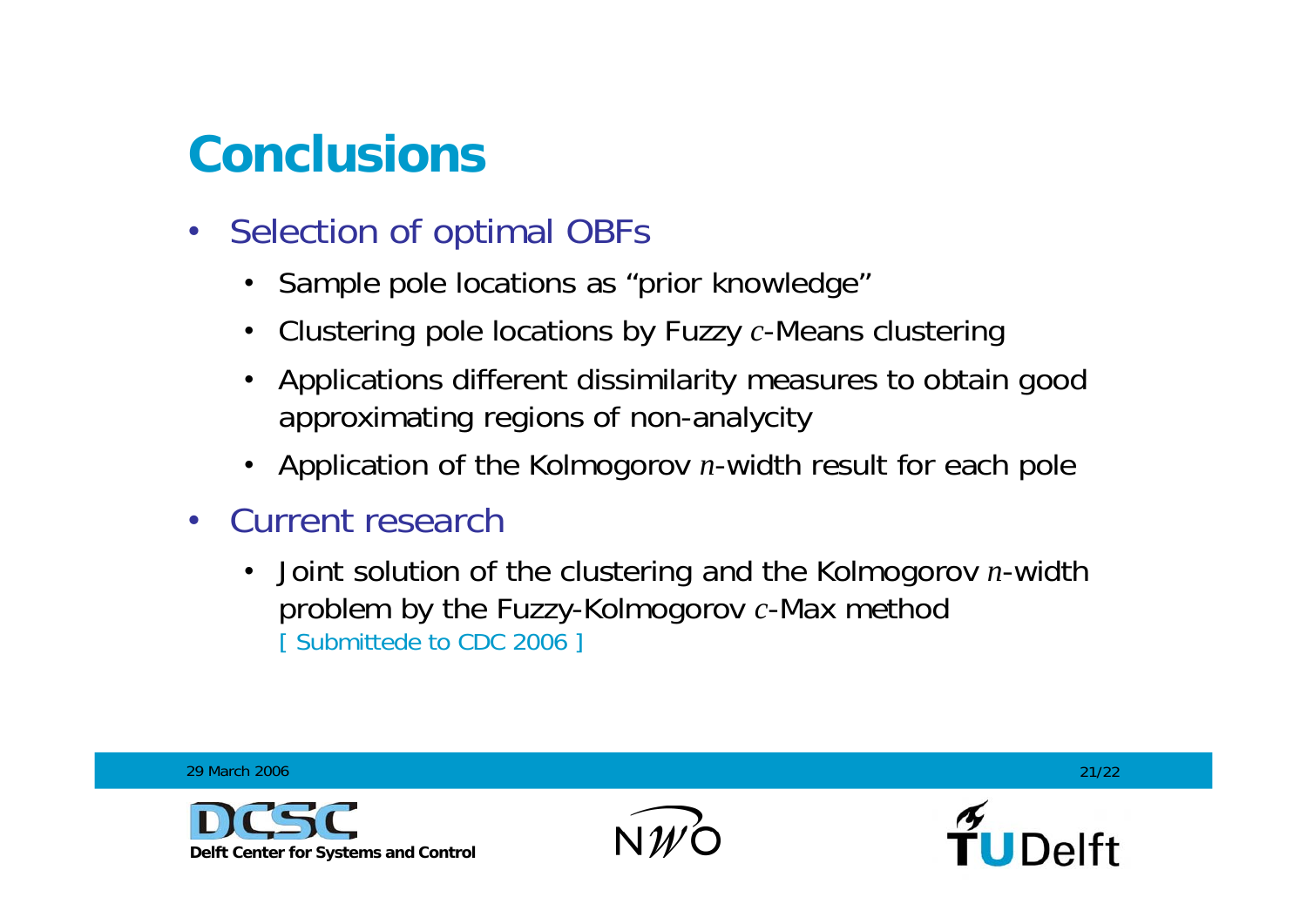# Conclusions

- Selection of optimal OBFs
  - Sample pole locations as “prior knowledge”
  - Clustering pole locations by Fuzzy $c$-Means clustering
  - Applications different dissimilarity measures to obtain good approximating regions of non-analycity
  - Application of the Kolmogorov $n$-width result for each pole
- Current research
  - Joint solution of the clustering and the Kolmogorov $n$-width problem by the Fuzzy-Kolmogorov $c$-Max method
    [ Submittede to CDC 2006 ]